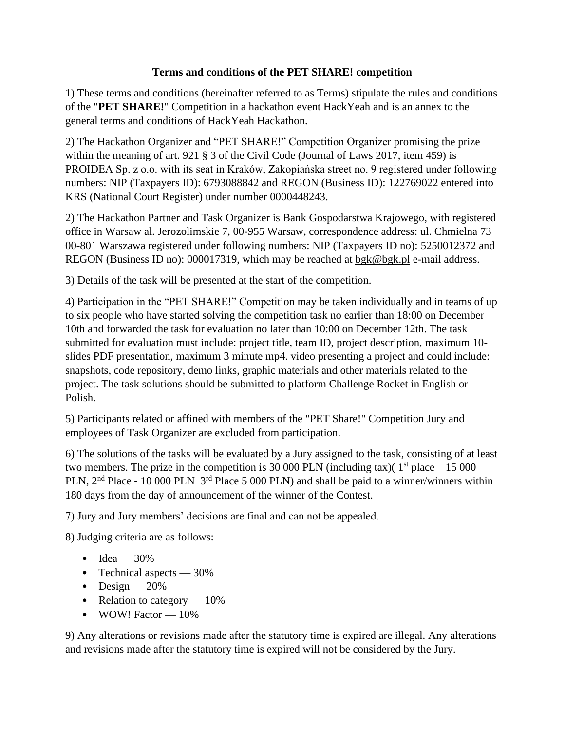**Terms and conditions of the PET SHARE! competition**

1) These terms and conditions (hereinafter referred to as Terms) stipulate the rules and conditions of the "**PET SHARE!**" Competition in a hackathon event HackYeah and is an annex to the general terms and conditions of HackYeah Hackathon.

2) The Hackathon Organizer and "PET SHARE!" Competition Organizer promising the prize within the meaning of art. 921 § 3 of the Civil Code (Journal of Laws 2017, item 459) is PROIDEA Sp. z o.o. with its seat in Kraków, Zakopiańska street no. 9 registered under following numbers: NIP (Taxpayers ID): 6793088842 and REGON (Business ID): 122769022 entered into KRS (National Court Register) under number 0000448243.

2) The Hackathon Partner and Task Organizer is Bank Gospodarstwa Krajowego, with registered office in Warsaw al. Jerozolimskie 7, 00-955 Warsaw, correspondence address: ul. Chmielna 73 00-801 Warszawa registered under following numbers: NIP (Taxpayers ID no): 5250012372 and REGON (Business ID no): 000017319, which may be reached at bgk@bgk.pl e-mail address.

3) Details of the task will be presented at the start of the competition.

4) Participation in the "PET SHARE!" Competition may be taken individually and in teams of up to six people who have started solving the competition task no earlier than 18:00 on December 10th and forwarded the task for evaluation no later than 10:00 on December 12th. The task submitted for evaluation must include: project title, team ID, project description, maximum 10-slides PDF presentation, maximum 3 minute mp4. video presenting a project and could include: snapshots, code repository, demo links, graphic materials and other materials related to the project. The task solutions should be submitted to platform Challenge Rocket in English or Polish.

5) Participants related or affined with members of the "PET Share!" Competition Jury and employees of Task Organizer are excluded from participation.

6) The solutions of the tasks will be evaluated by a Jury assigned to the task, consisting of at least two members. The prize in the competition is 30 000 PLN (including tax)( 1st place – 15 000 PLN, 2nd Place - 10 000 PLN 3rd Place 5 000 PLN) and shall be paid to a winner/winners within 180 days from the day of announcement of the winner of the Contest.

7) Jury and Jury members' decisions are final and can not be appealed.

8) Judging criteria are as follows:

- Idea — 30%
- Technical aspects — 30%
- Design — 20%
- Relation to category — 10%
- WOW! Factor — 10%

9) Any alterations or revisions made after the statutory time is expired are illegal. Any alterations and revisions made after the statutory time is expired will not be considered by the Jury.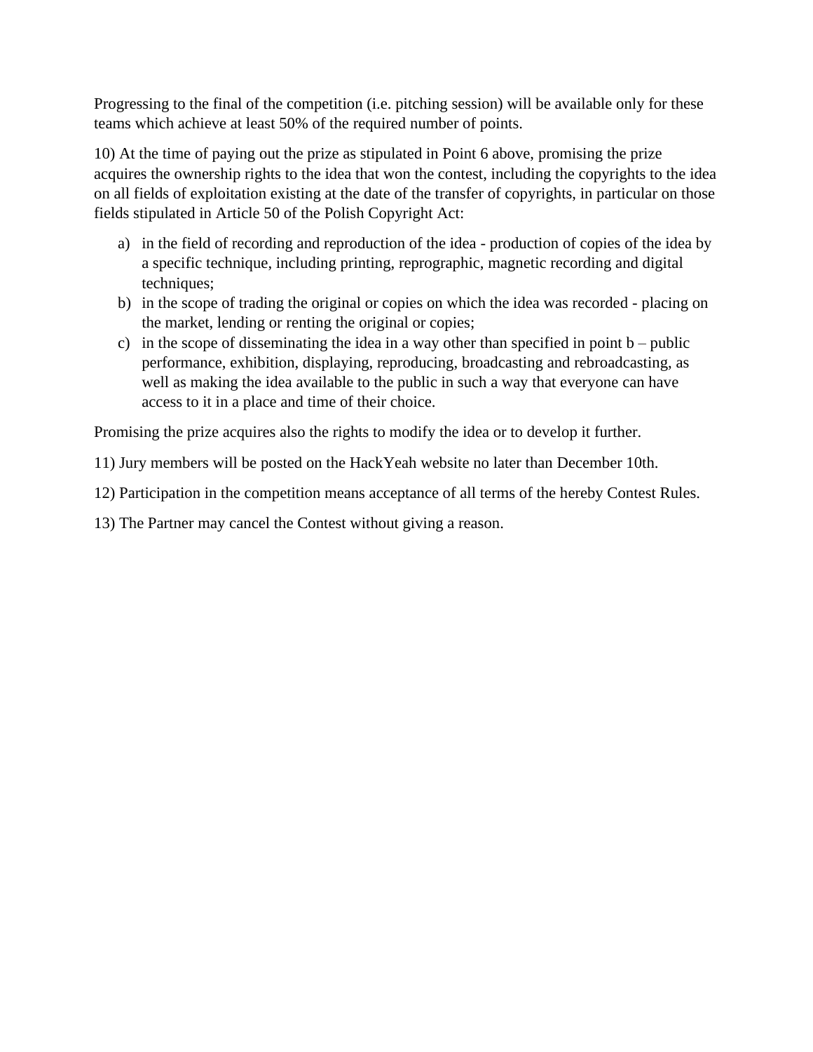Progressing to the final of the competition (i.e. pitching session) will be available only for these teams which achieve at least 50% of the required number of points.

10) At the time of paying out the prize as stipulated in Point 6 above, promising the prize acquires the ownership rights to the idea that won the contest, including the copyrights to the idea on all fields of exploitation existing at the date of the transfer of copyrights, in particular on those fields stipulated in Article 50 of the Polish Copyright Act:

a) in the field of recording and reproduction of the idea - production of copies of the idea by a specific technique, including printing, reprographic, magnetic recording and digital techniques;
b) in the scope of trading the original or copies on which the idea was recorded - placing on the market, lending or renting the original or copies;
c) in the scope of disseminating the idea in a way other than specified in point b – public performance, exhibition, displaying, reproducing, broadcasting and rebroadcasting, as well as making the idea available to the public in such a way that everyone can have access to it in a place and time of their choice.

Promising the prize acquires also the rights to modify the idea or to develop it further.

11) Jury members will be posted on the HackYeah website no later than December 10th.

12) Participation in the competition means acceptance of all terms of the hereby Contest Rules.

13) The Partner may cancel the Contest without giving a reason.